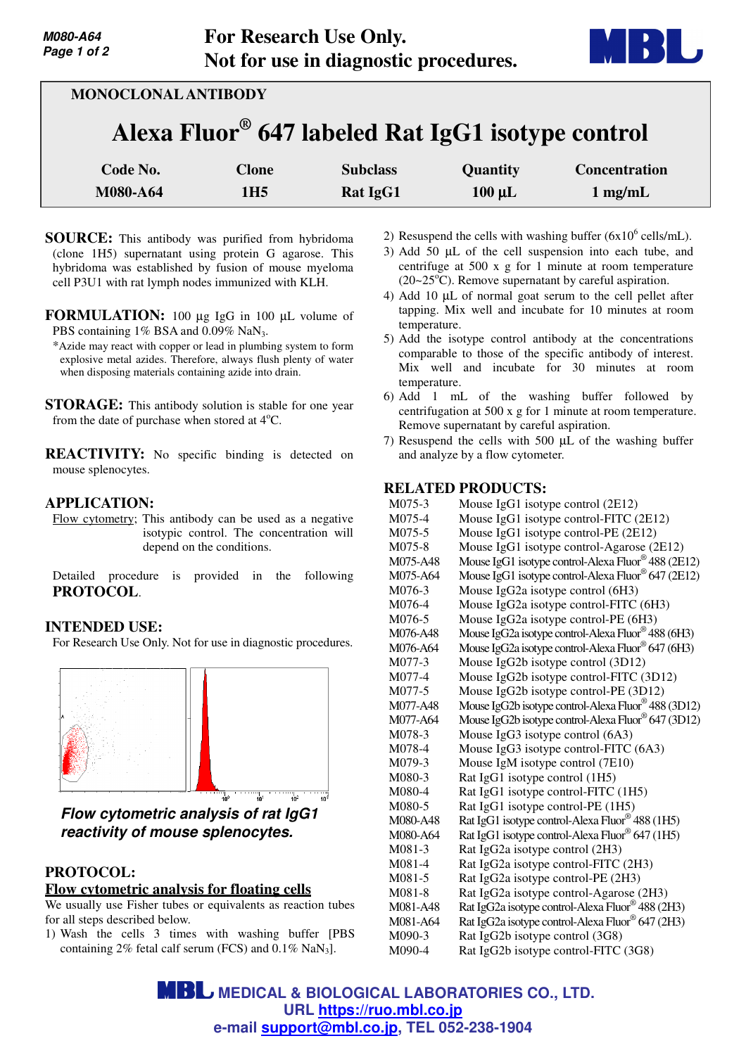For Research Use Only.
Not for use in diagnostic procedures.

MONOCLONAL ANTIBODY

# Alexa Fluor® 647 labeled Rat IgG1 isotype control

| Code No. | Clone | Subclass | Quantity | Concentration |
|---|---|---|---|---|
| M080-A64 | 1H5 | Rat IgG1 | 100 µL | 1 mg/mL |

**SOURCE:** This antibody was purified from hybridoma (clone 1H5) supernatant using protein G agarose. This hybridoma was established by fusion of mouse myeloma cell P3U1 with rat lymph nodes immunized with KLH.

**FORMULATION:** 100 µg IgG in 100 µL volume of PBS containing 1% BSA and 0.09% $NaN_3$.

*Azide may react with copper or lead in plumbing system to form explosive metal azides. Therefore, always flush plenty of water when disposing materials containing azide into drain.

**STORAGE:** This antibody solution is stable for one year from the date of purchase when stored at 4°C.

**REACTIVITY:** No specific binding is detected on mouse splenocytes.

**APPLICATION:**

Flow cytometry; This antibody can be used as a negative isotypic control. The concentration will depend on the conditions.

Detailed procedure is provided in the following **PROTOCOL**.

**INTENDED USE:**

For Research Use Only. Not for use in diagnostic procedures.

***Flow cytometric analysis of rat IgG1 reactivity of mouse splenocytes.***

**PROTOCOL:**

**Flow cytometric analysis for floating cells**

We usually use Fisher tubes or equivalents as reaction tubes for all steps described below.

1) Wash the cells 3 times with washing buffer [PBS containing 2% fetal calf serum (FCS) and 0.1% $NaN_3$].
2) Resuspend the cells with washing buffer ($6x10^6$ cells/mL).
3) Add 50 µL of the cell suspension into each tube, and centrifuge at 500 x g for 1 minute at room temperature (20~25°C). Remove supernatant by careful aspiration.
4) Add 10 µL of normal goat serum to the cell pellet after tapping. Mix well and incubate for 10 minutes at room temperature.
5) Add the isotype control antibody at the concentrations comparable to those of the specific antibody of interest. Mix well and incubate for 30 minutes at room temperature.
6) Add 1 mL of the washing buffer followed by centrifugation at 500 x g for 1 minute at room temperature. Remove supernatant by careful aspiration.
7) Resuspend the cells with 500 µL of the washing buffer and analyze by a flow cytometer.

**RELATED PRODUCTS:**

| | |
|---|---|
| M075-3 | Mouse IgG1 isotype control (2E12) |
| M075-4 | Mouse IgG1 isotype control-FITC (2E12) |
| M075-5 | Mouse IgG1 isotype control-PE (2E12) |
| M075-8 | Mouse IgG1 isotype control-Agarose (2E12) |
| M075-A48 | Mouse IgG1 isotype control-Alexa Fluor® 488 (2E12) |
| M075-A64 | Mouse IgG1 isotype control-Alexa Fluor® 647 (2E12) |
| M076-3 | Mouse IgG2a isotype control (6H3) |
| M076-4 | Mouse IgG2a isotype control-FITC (6H3) |
| M076-5 | Mouse IgG2a isotype control-PE (6H3) |
| M076-A48 | Mouse IgG2a isotype control-Alexa Fluor® 488 (6H3) |
| M076-A64 | Mouse IgG2a isotype control-Alexa Fluor® 647 (6H3) |
| M077-3 | Mouse IgG2b isotype control (3D12) |
| M077-4 | Mouse IgG2b isotype control-FITC (3D12) |
| M077-5 | Mouse IgG2b isotype control-PE (3D12) |
| M077-A48 | Mouse IgG2b isotype control-Alexa Fluor® 488 (3D12) |
| M077-A64 | Mouse IgG2b isotype control-Alexa Fluor® 647 (3D12) |
| M078-3 | Mouse IgG3 isotype control (6A3) |
| M078-4 | Mouse IgG3 isotype control-FITC (6A3) |
| M079-3 | Mouse IgM isotype control (7E10) |
| M080-3 | Rat IgG1 isotype control (1H5) |
| M080-4 | Rat IgG1 isotype control-FITC (1H5) |
| M080-5 | Rat IgG1 isotype control-PE (1H5) |
| M080-A48 | Rat IgG1 isotype control-Alexa Fluor® 488 (1H5) |
| M080-A64 | Rat IgG1 isotype control-Alexa Fluor® 647 (1H5) |
| M081-3 | Rat IgG2a isotype control (2H3) |
| M081-4 | Rat IgG2a isotype control-FITC (2H3) |
| M081-5 | Rat IgG2a isotype control-PE (2H3) |
| M081-8 | Rat IgG2a isotype control-Agarose (2H3) |
| M081-A48 | Rat IgG2a isotype control-Alexa Fluor® 488 (2H3) |
| M081-A64 | Rat IgG2a isotype control-Alexa Fluor® 647 (2H3) |
| M090-3 | Rat IgG2b isotype control (3G8) |
| M090-4 | Rat IgG2b isotype control-FITC (3G8) |

MBL MEDICAL & BIOLOGICAL LABORATORIES CO., LTD.
URL https://ruo.mbl.co.jp
e-mail support@mbl.co.jp, TEL 052-238-1904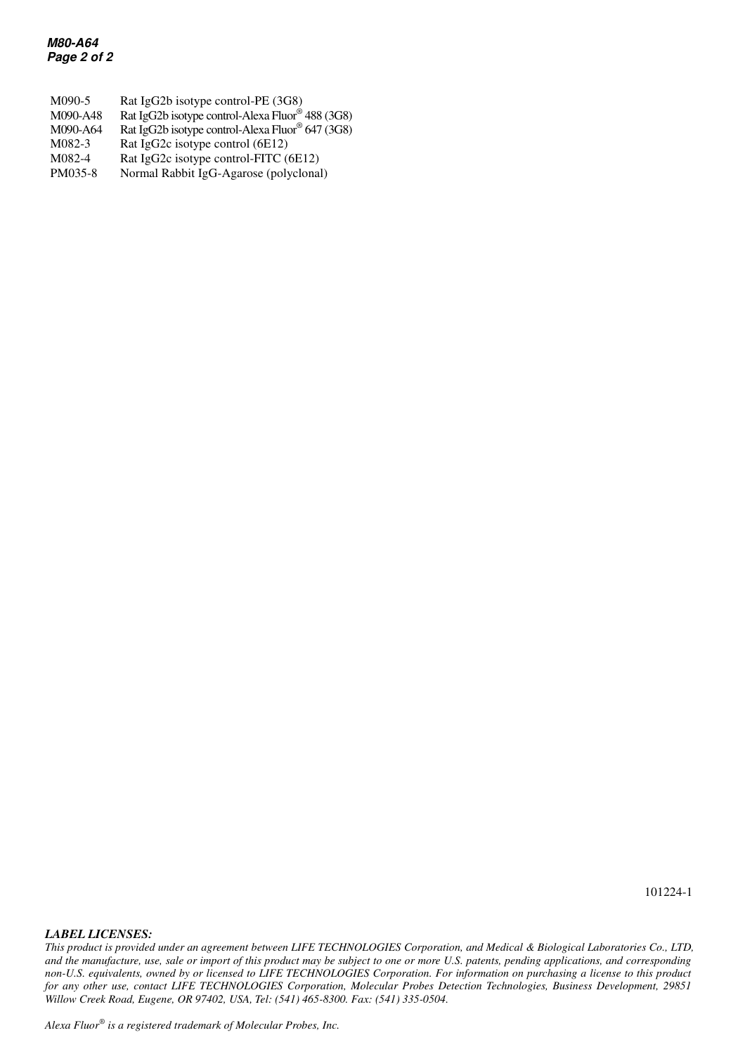| | |
|---|---|
| M090-5 | Rat IgG2b isotype control-PE (3G8) |
| M090-A48 | Rat IgG2b isotype control-Alexa Fluor® 488 (3G8) |
| M090-A64 | Rat IgG2b isotype control-Alexa Fluor® 647 (3G8) |
| M082-3 | Rat IgG2c isotype control (6E12) |
| M082-4 | Rat IgG2c isotype control-FITC (6E12) |
| PM035-8 | Normal Rabbit IgG-Agarose (polyclonal) |

101224-1

***LABEL LICENSES:***

*This product is provided under an agreement between LIFE TECHNOLOGIES Corporation, and Medical & Biological Laboratories Co., LTD, and the manufacture, use, sale or import of this product may be subject to one or more U.S. patents, pending applications, and corresponding non-U.S. equivalents, owned by or licensed to LIFE TECHNOLOGIES Corporation. For information on purchasing a license to this product for any other use, contact LIFE TECHNOLOGIES Corporation, Molecular Probes Detection Technologies, Business Development, 29851 Willow Creek Road, Eugene, OR 97402, USA, Tel: (541) 465-8300. Fax: (541) 335-0504.*

*Alexa Fluor® is a registered trademark of Molecular Probes, Inc.*